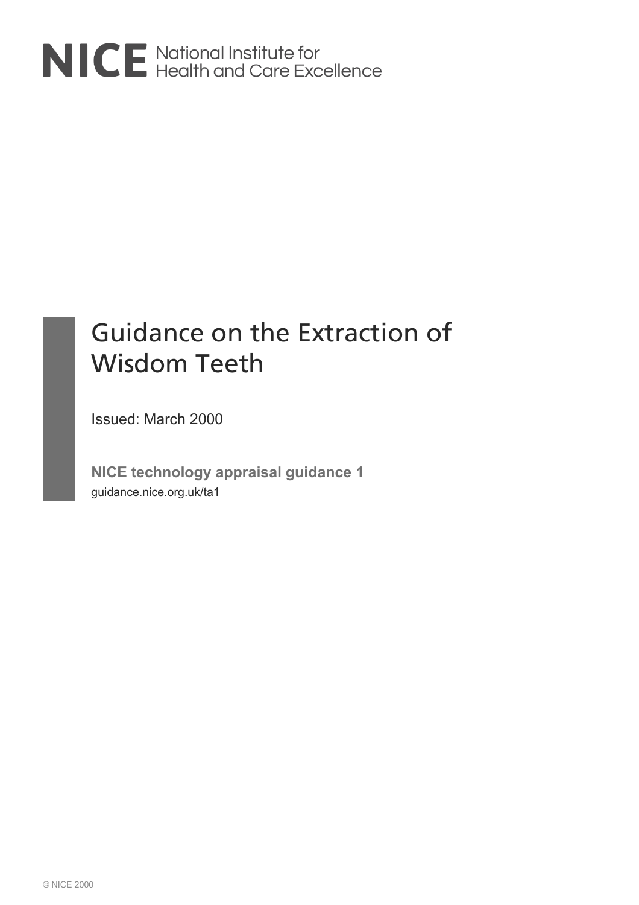NICE National Institute for Health and Care Excellence

# Guidance on the Extraction of Wisdom Teeth

Issued: March 2000

**NICE technology appraisal guidance 1**

guidance.nice.org.uk/ta1

© NICE 2000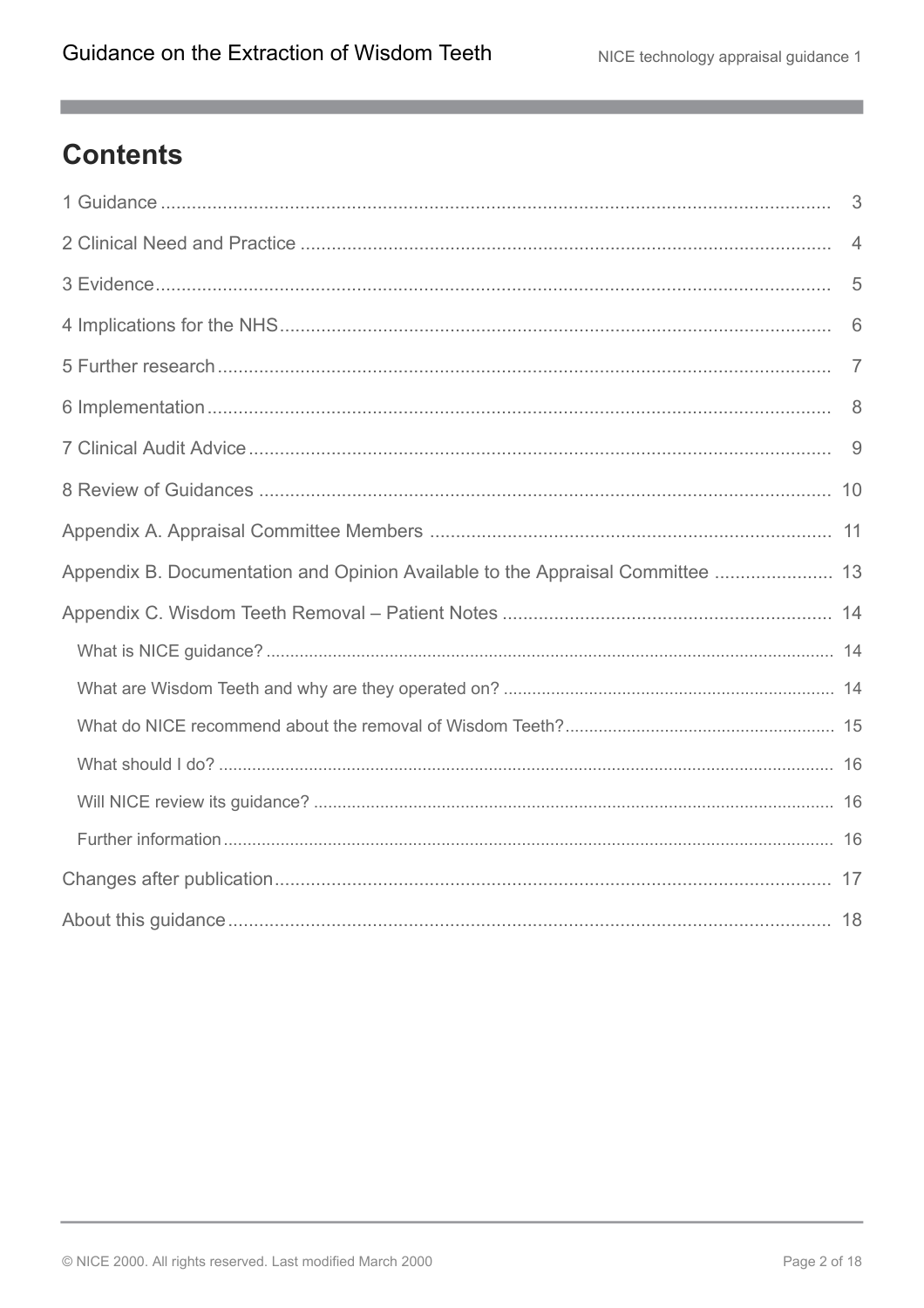# Contents

1 Guidance ..... 3

2 Clinical Need and Practice ..... 4

3 Evidence ..... 5

4 Implications for the NHS ..... 6

5 Further research ..... 7

6 Implementation ..... 8

7 Clinical Audit Advice ..... 9

8 Review of Guidances ..... 10

Appendix A. Appraisal Committee Members ..... 11

Appendix B. Documentation and Opinion Available to the Appraisal Committee ..... 13

Appendix C. Wisdom Teeth Removal – Patient Notes ..... 14

- What is NICE guidance? ..... 14
- What are Wisdom Teeth and why are they operated on? ..... 14
- What do NICE recommend about the removal of Wisdom Teeth? ..... 15
- What should I do? ..... 16
- Will NICE review its guidance? ..... 16
- Further information ..... 16

Changes after publication ..... 17

About this guidance ..... 18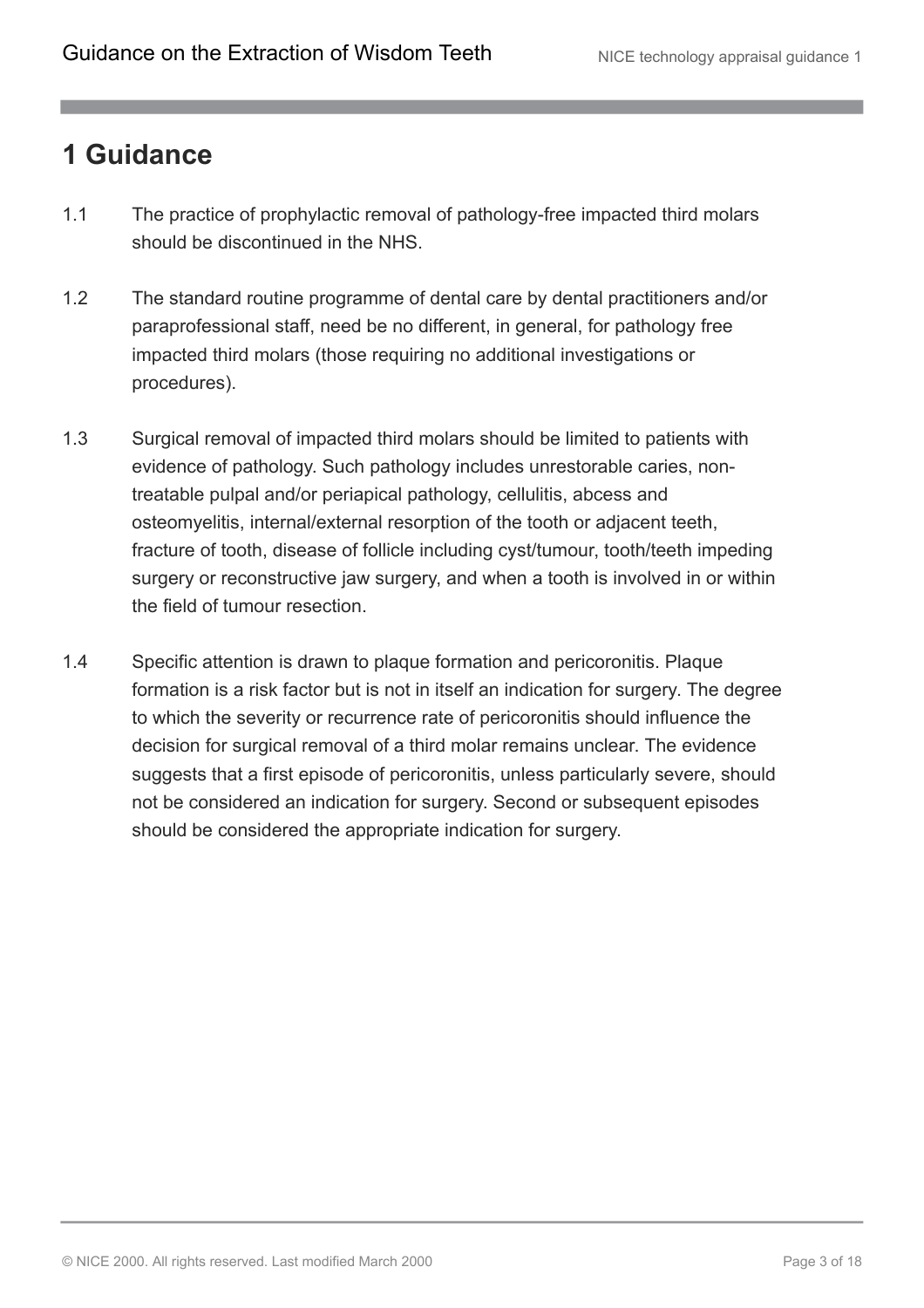# 1 Guidance

1.1 The practice of prophylactic removal of pathology-free impacted third molars should be discontinued in the NHS.

1.2 The standard routine programme of dental care by dental practitioners and/or paraprofessional staff, need be no different, in general, for pathology free impacted third molars (those requiring no additional investigations or procedures).

1.3 Surgical removal of impacted third molars should be limited to patients with evidence of pathology. Such pathology includes unrestorable caries, non-treatable pulpal and/or periapical pathology, cellulitis, abcess and osteomyelitis, internal/external resorption of the tooth or adjacent teeth, fracture of tooth, disease of follicle including cyst/tumour, tooth/teeth impeding surgery or reconstructive jaw surgery, and when a tooth is involved in or within the field of tumour resection.

1.4 Specific attention is drawn to plaque formation and pericoronitis. Plaque formation is a risk factor but is not in itself an indication for surgery. The degree to which the severity or recurrence rate of pericoronitis should influence the decision for surgical removal of a third molar remains unclear. The evidence suggests that a first episode of pericoronitis, unless particularly severe, should not be considered an indication for surgery. Second or subsequent episodes should be considered the appropriate indication for surgery.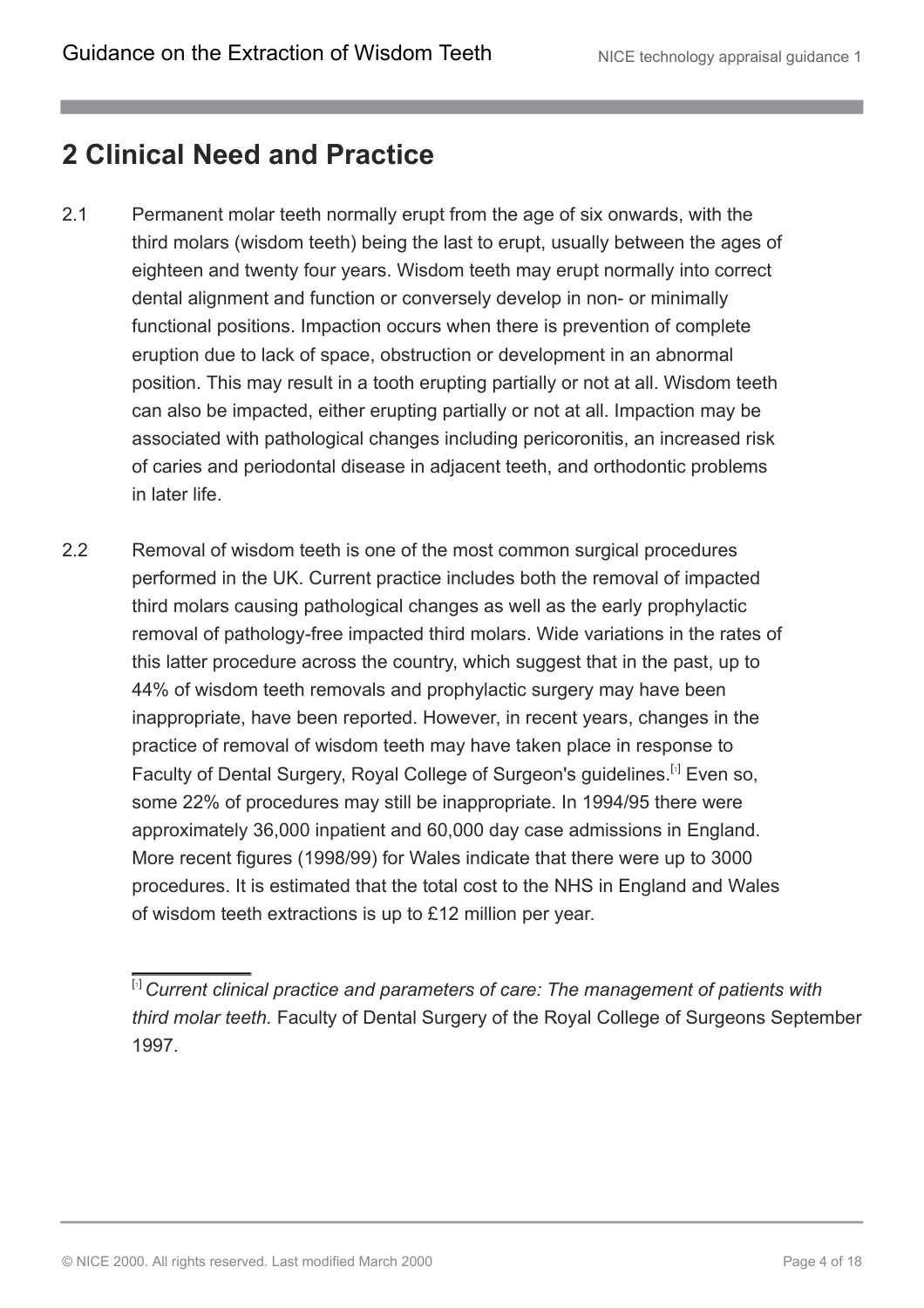## 2 Clinical Need and Practice

2.1 Permanent molar teeth normally erupt from the age of six onwards, with the third molars (wisdom teeth) being the last to erupt, usually between the ages of eighteen and twenty four years. Wisdom teeth may erupt normally into correct dental alignment and function or conversely develop in non- or minimally functional positions. Impaction occurs when there is prevention of complete eruption due to lack of space, obstruction or development in an abnormal position. This may result in a tooth erupting partially or not at all. Wisdom teeth can also be impacted, either erupting partially or not at all. Impaction may be associated with pathological changes including pericoronitis, an increased risk of caries and periodontal disease in adjacent teeth, and orthodontic problems in later life.

2.2 Removal of wisdom teeth is one of the most common surgical procedures performed in the UK. Current practice includes both the removal of impacted third molars causing pathological changes as well as the early prophylactic removal of pathology-free impacted third molars. Wide variations in the rates of this latter procedure across the country, which suggest that in the past, up to 44% of wisdom teeth removals and prophylactic surgery may have been inappropriate, have been reported. However, in recent years, changes in the practice of removal of wisdom teeth may have taken place in response to Faculty of Dental Surgery, Royal College of Surgeon's guidelines.[1] Even so, some 22% of procedures may still be inappropriate. In 1994/95 there were approximately 36,000 inpatient and 60,000 day case admissions in England. More recent figures (1998/99) for Wales indicate that there were up to 3000 procedures. It is estimated that the total cost to the NHS in England and Wales of wisdom teeth extractions is up to £12 million per year.

---

[1] *Current clinical practice and parameters of care: The management of patients with third molar teeth.* Faculty of Dental Surgery of the Royal College of Surgeons September 1997.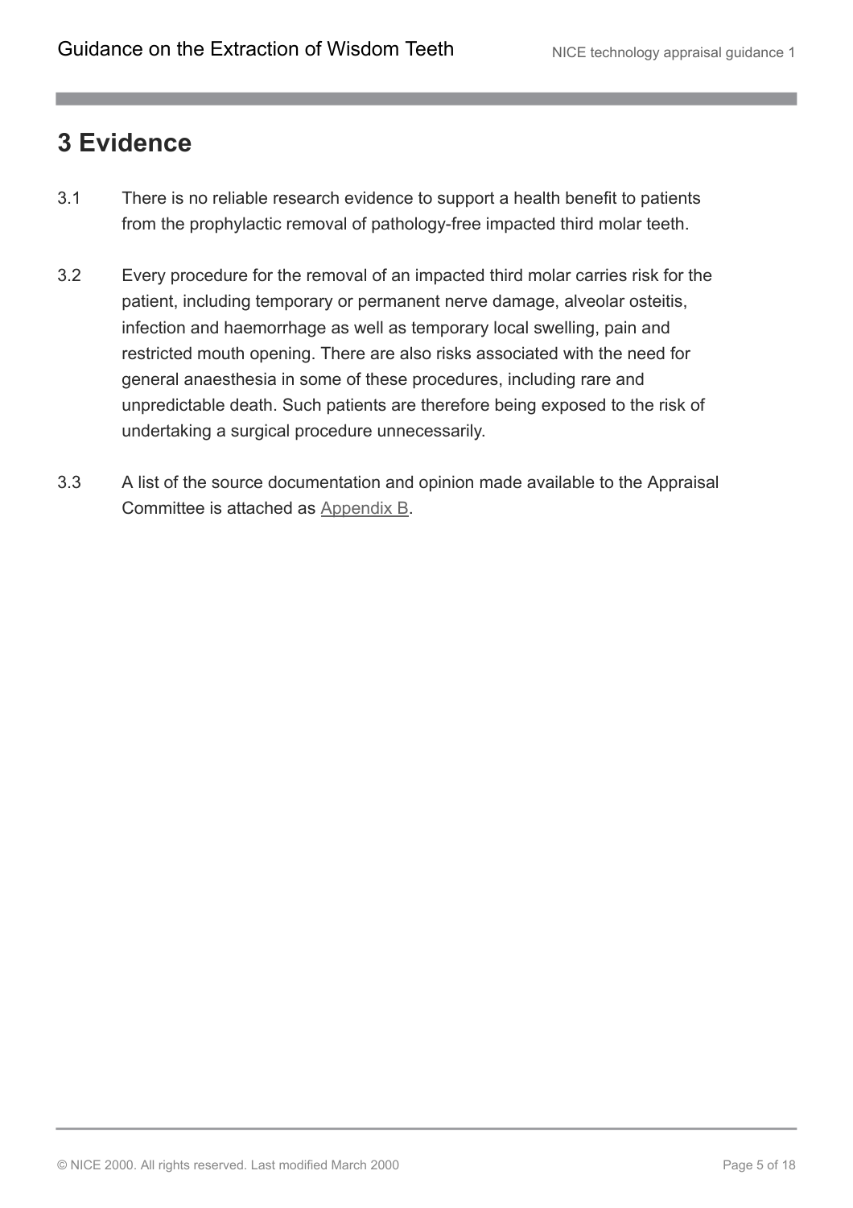# 3 Evidence

3.1 There is no reliable research evidence to support a health benefit to patients from the prophylactic removal of pathology-free impacted third molar teeth.

3.2 Every procedure for the removal of an impacted third molar carries risk for the patient, including temporary or permanent nerve damage, alveolar osteitis, infection and haemorrhage as well as temporary local swelling, pain and restricted mouth opening. There are also risks associated with the need for general anaesthesia in some of these procedures, including rare and unpredictable death. Such patients are therefore being exposed to the risk of undertaking a surgical procedure unnecessarily.

3.3 A list of the source documentation and opinion made available to the Appraisal Committee is attached as Appendix B.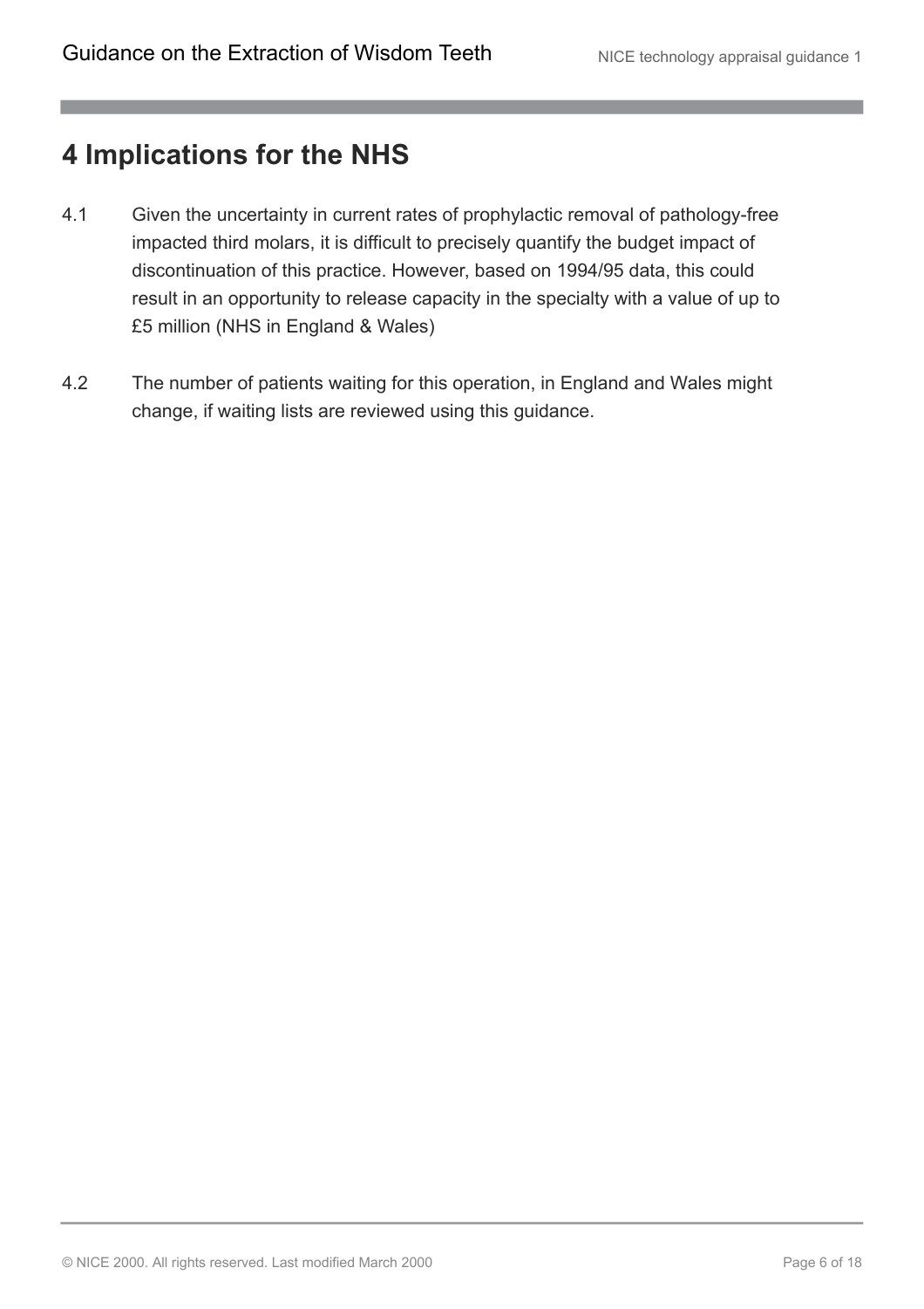# 4 Implications for the NHS

4.1 Given the uncertainty in current rates of prophylactic removal of pathology-free impacted third molars, it is difficult to precisely quantify the budget impact of discontinuation of this practice. However, based on 1994/95 data, this could result in an opportunity to release capacity in the specialty with a value of up to £5 million (NHS in England & Wales)

4.2 The number of patients waiting for this operation, in England and Wales might change, if waiting lists are reviewed using this guidance.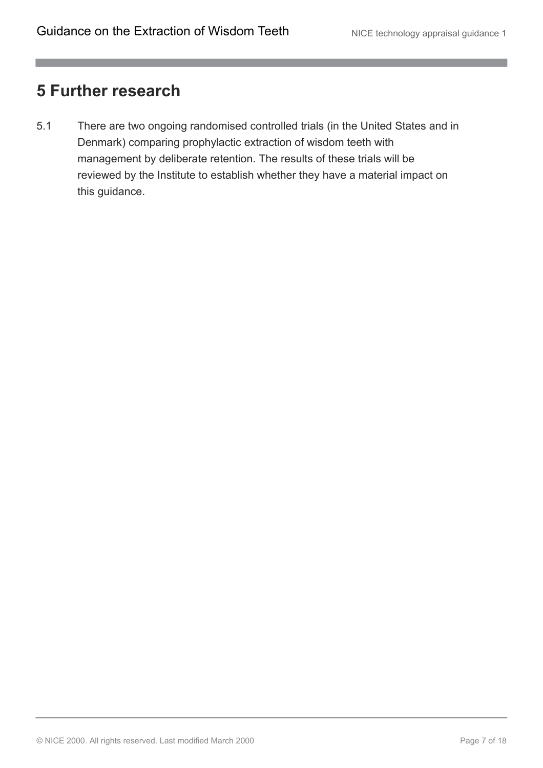# 5 Further research

5.1 There are two ongoing randomised controlled trials (in the United States and in Denmark) comparing prophylactic extraction of wisdom teeth with management by deliberate retention. The results of these trials will be reviewed by the Institute to establish whether they have a material impact on this guidance.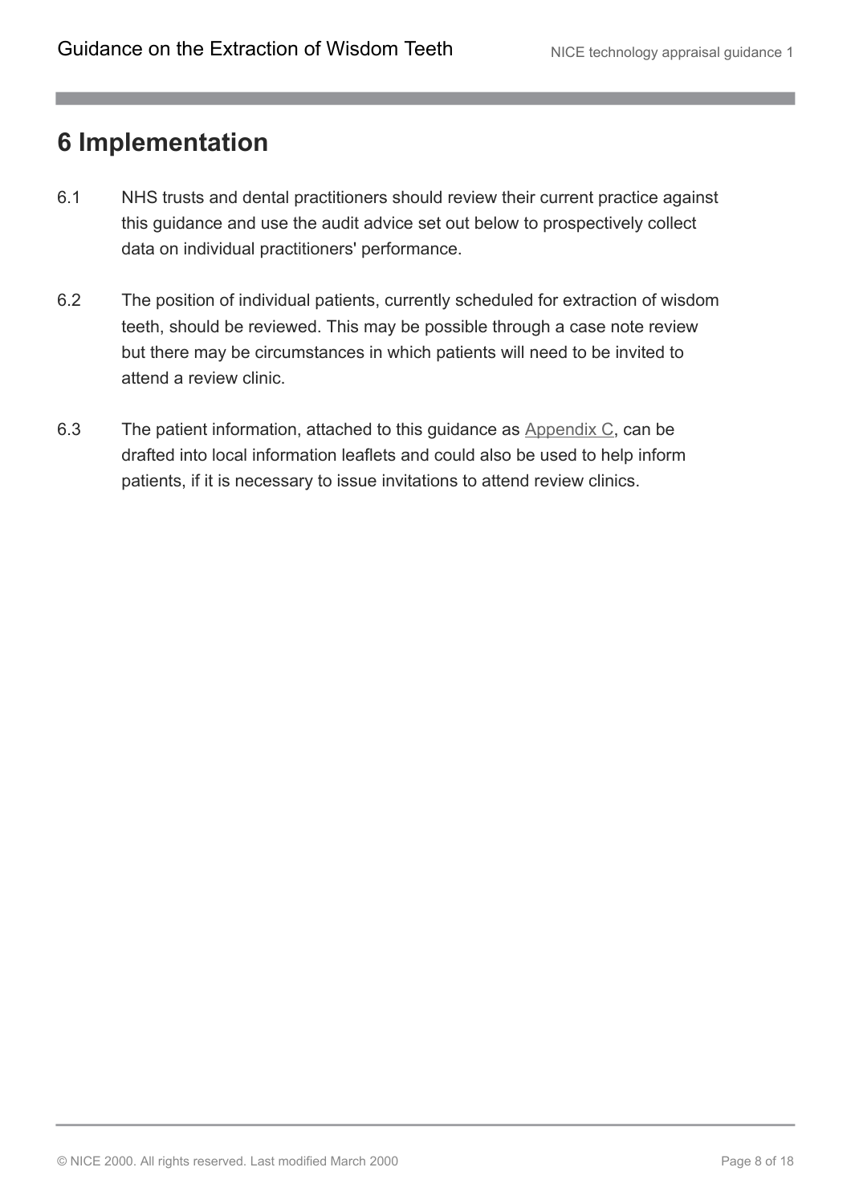# 6 Implementation

6.1 NHS trusts and dental practitioners should review their current practice against this guidance and use the audit advice set out below to prospectively collect data on individual practitioners' performance.

6.2 The position of individual patients, currently scheduled for extraction of wisdom teeth, should be reviewed. This may be possible through a case note review but there may be circumstances in which patients will need to be invited to attend a review clinic.

6.3 The patient information, attached to this guidance as Appendix C, can be drafted into local information leaflets and could also be used to help inform patients, if it is necessary to issue invitations to attend review clinics.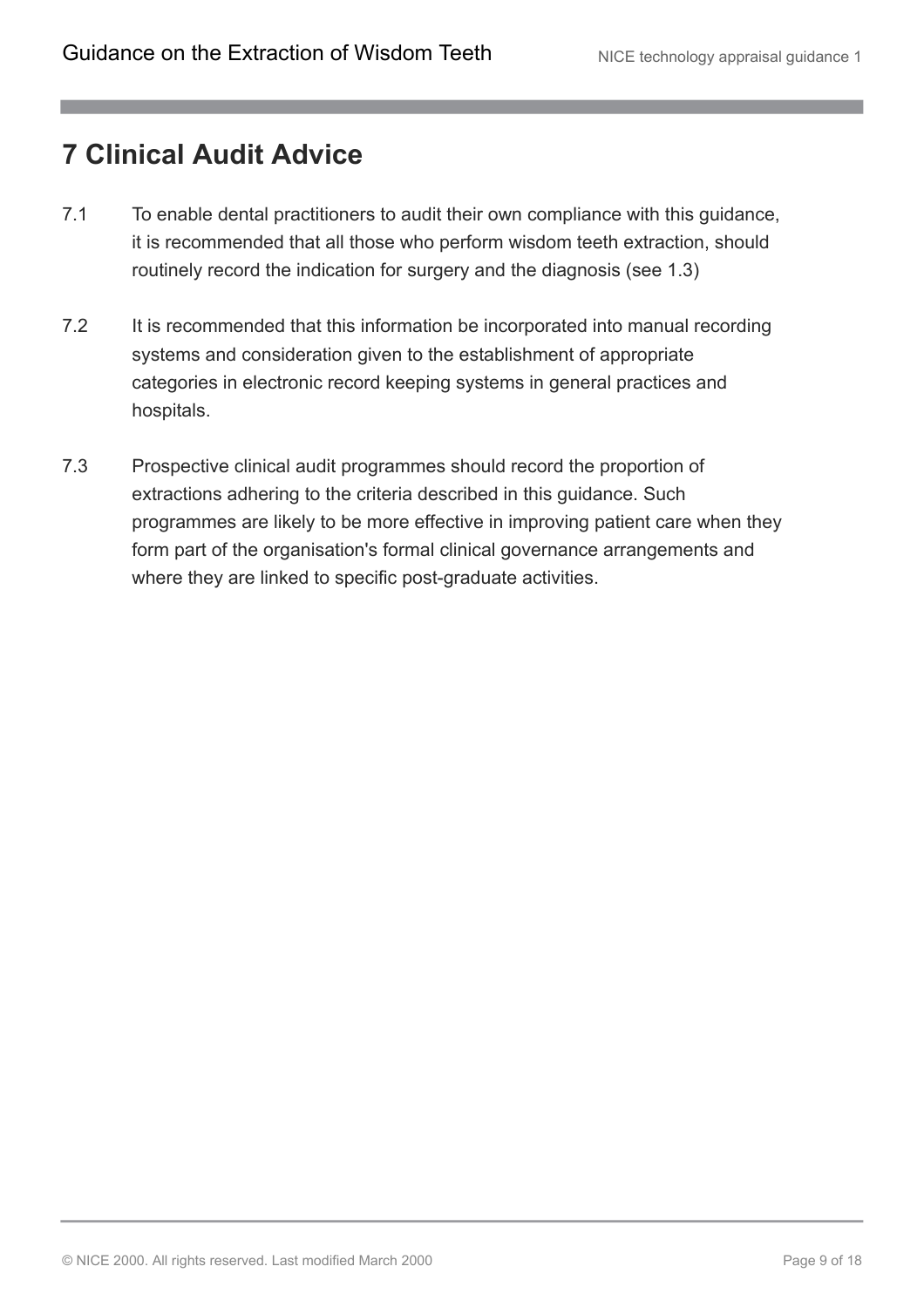# 7 Clinical Audit Advice

7.1 To enable dental practitioners to audit their own compliance with this guidance, it is recommended that all those who perform wisdom teeth extraction, should routinely record the indication for surgery and the diagnosis (see 1.3)

7.2 It is recommended that this information be incorporated into manual recording systems and consideration given to the establishment of appropriate categories in electronic record keeping systems in general practices and hospitals.

7.3 Prospective clinical audit programmes should record the proportion of extractions adhering to the criteria described in this guidance. Such programmes are likely to be more effective in improving patient care when they form part of the organisation's formal clinical governance arrangements and where they are linked to specific post-graduate activities.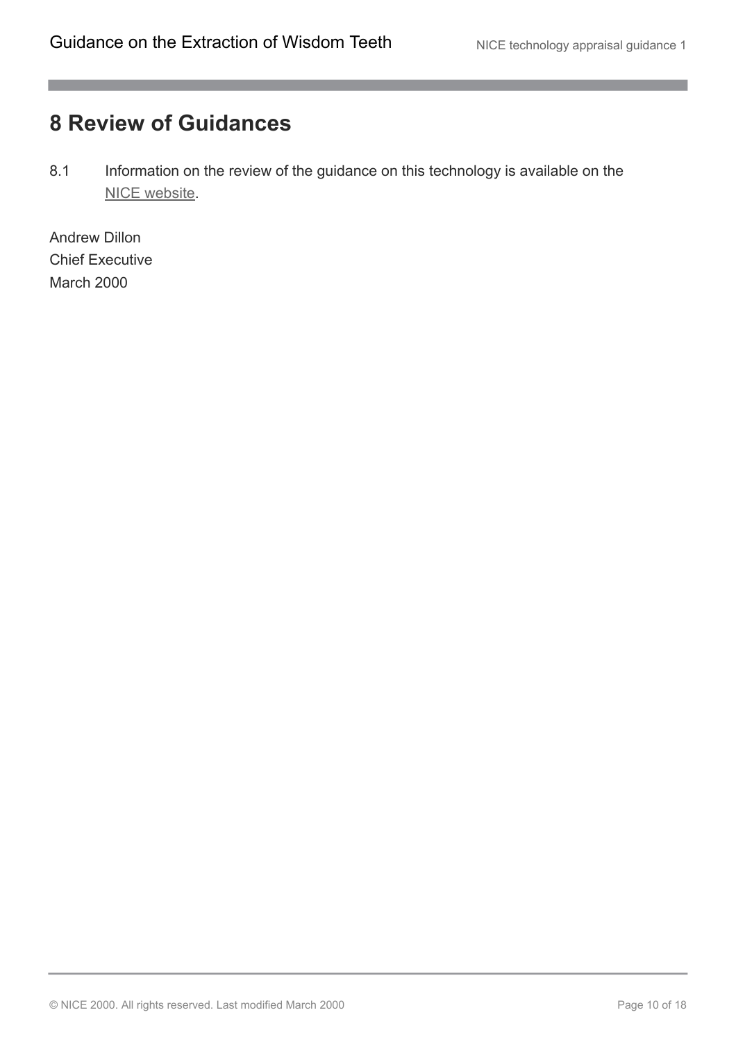# 8 Review of Guidances

8.1 Information on the review of the guidance on this technology is available on the NICE website.

Andrew Dillon
Chief Executive
March 2000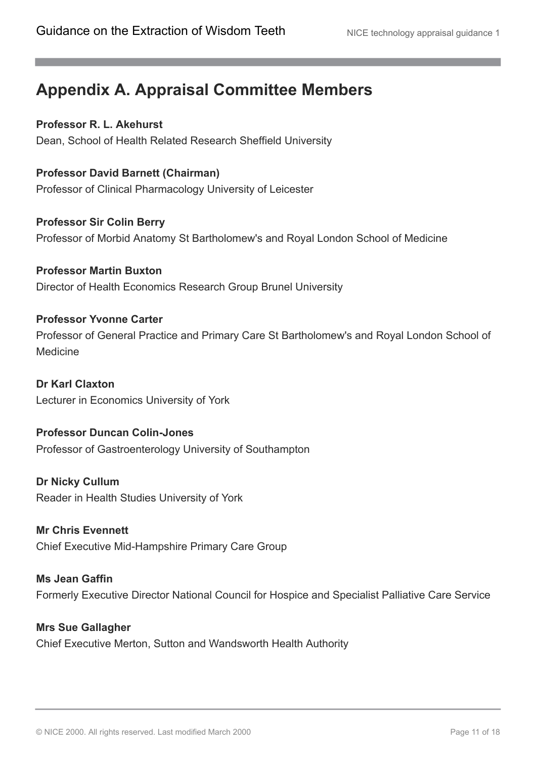## Appendix A. Appraisal Committee Members

**Professor R. L. Akehurst**
Dean, School of Health Related Research Sheffield University

**Professor David Barnett (Chairman)**
Professor of Clinical Pharmacology University of Leicester

**Professor Sir Colin Berry**
Professor of Morbid Anatomy St Bartholomew's and Royal London School of Medicine

**Professor Martin Buxton**
Director of Health Economics Research Group Brunel University

**Professor Yvonne Carter**
Professor of General Practice and Primary Care St Bartholomew's and Royal London School of Medicine

**Dr Karl Claxton**
Lecturer in Economics University of York

**Professor Duncan Colin-Jones**
Professor of Gastroenterology University of Southampton

**Dr Nicky Cullum**
Reader in Health Studies University of York

**Mr Chris Evennett**
Chief Executive Mid-Hampshire Primary Care Group

**Ms Jean Gaffin**
Formerly Executive Director National Council for Hospice and Specialist Palliative Care Service

**Mrs Sue Gallagher**
Chief Executive Merton, Sutton and Wandsworth Health Authority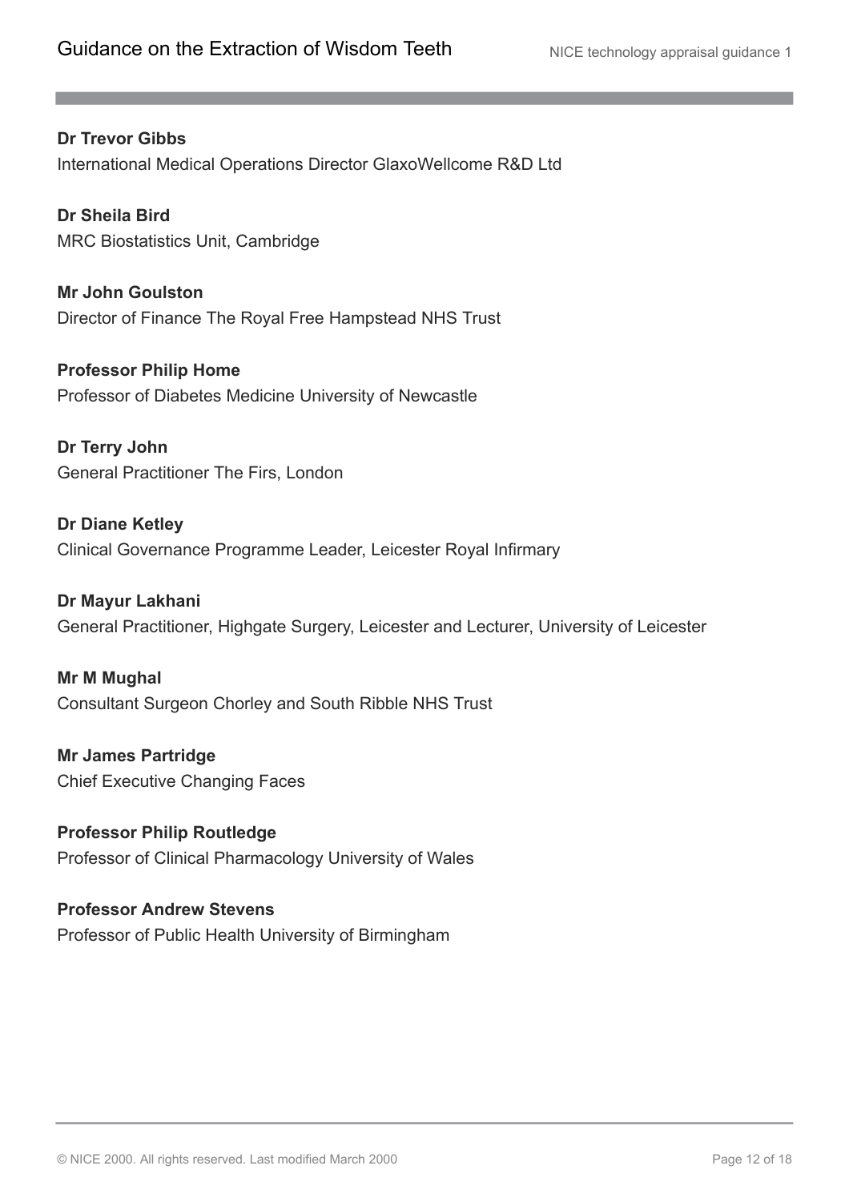**Dr Trevor Gibbs**
International Medical Operations Director GlaxoWellcome R&D Ltd

**Dr Sheila Bird**
MRC Biostatistics Unit, Cambridge

**Mr John Goulston**
Director of Finance The Royal Free Hampstead NHS Trust

**Professor Philip Home**
Professor of Diabetes Medicine University of Newcastle

**Dr Terry John**
General Practitioner The Firs, London

**Dr Diane Ketley**
Clinical Governance Programme Leader, Leicester Royal Infirmary

**Dr Mayur Lakhani**
General Practitioner, Highgate Surgery, Leicester and Lecturer, University of Leicester

**Mr M Mughal**
Consultant Surgeon Chorley and South Ribble NHS Trust

**Mr James Partridge**
Chief Executive Changing Faces

**Professor Philip Routledge**
Professor of Clinical Pharmacology University of Wales

**Professor Andrew Stevens**
Professor of Public Health University of Birmingham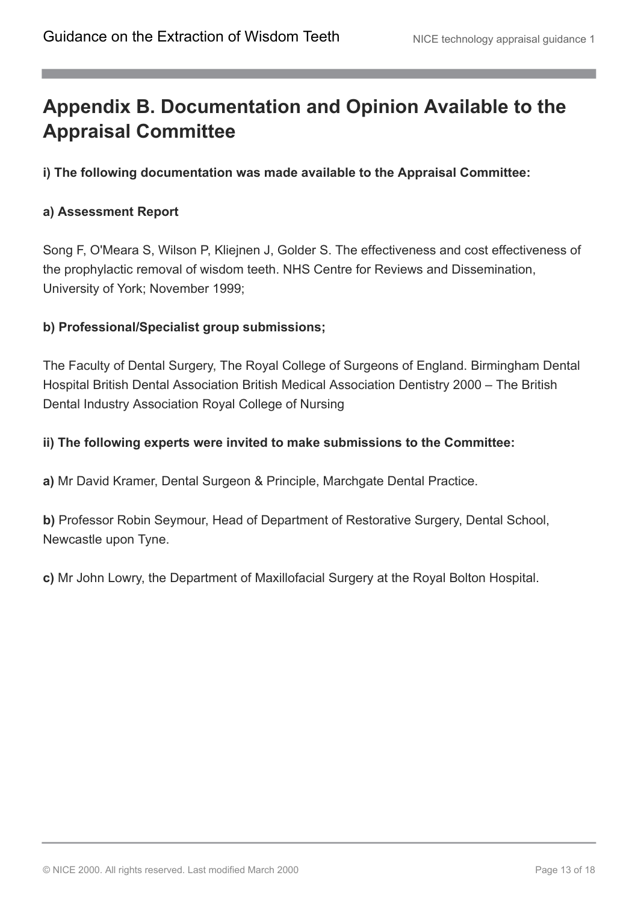## Appendix B. Documentation and Opinion Available to the Appraisal Committee

**i) The following documentation was made available to the Appraisal Committee:**

**a) Assessment Report**

Song F, O'Meara S, Wilson P, Kliejnen J, Golder S. The effectiveness and cost effectiveness of the prophylactic removal of wisdom teeth. NHS Centre for Reviews and Dissemination, University of York; November 1999;

**b) Professional/Specialist group submissions;**

The Faculty of Dental Surgery, The Royal College of Surgeons of England. Birmingham Dental Hospital British Dental Association British Medical Association Dentistry 2000 – The British Dental Industry Association Royal College of Nursing

**ii) The following experts were invited to make submissions to the Committee:**

**a)** Mr David Kramer, Dental Surgeon & Principle, Marchgate Dental Practice.

**b)** Professor Robin Seymour, Head of Department of Restorative Surgery, Dental School, Newcastle upon Tyne.

**c)** Mr John Lowry, the Department of Maxillofacial Surgery at the Royal Bolton Hospital.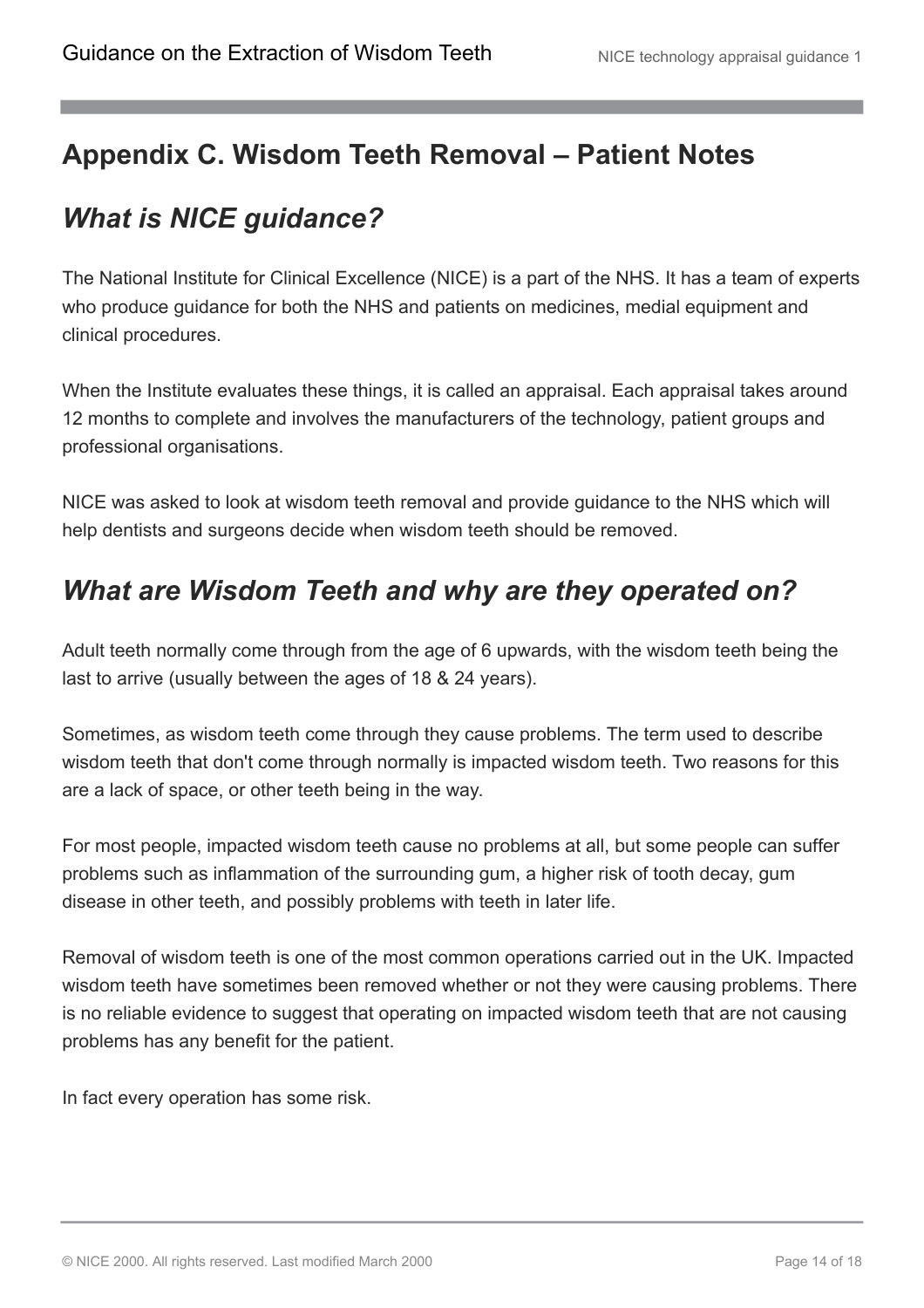## Appendix C. Wisdom Teeth Removal – Patient Notes

### *What is NICE guidance?*

The National Institute for Clinical Excellence (NICE) is a part of the NHS. It has a team of experts who produce guidance for both the NHS and patients on medicines, medial equipment and clinical procedures.

When the Institute evaluates these things, it is called an appraisal. Each appraisal takes around 12 months to complete and involves the manufacturers of the technology, patient groups and professional organisations.

NICE was asked to look at wisdom teeth removal and provide guidance to the NHS which will help dentists and surgeons decide when wisdom teeth should be removed.

### *What are Wisdom Teeth and why are they operated on?*

Adult teeth normally come through from the age of 6 upwards, with the wisdom teeth being the last to arrive (usually between the ages of 18 & 24 years).

Sometimes, as wisdom teeth come through they cause problems. The term used to describe wisdom teeth that don't come through normally is impacted wisdom teeth. Two reasons for this are a lack of space, or other teeth being in the way.

For most people, impacted wisdom teeth cause no problems at all, but some people can suffer problems such as inflammation of the surrounding gum, a higher risk of tooth decay, gum disease in other teeth, and possibly problems with teeth in later life.

Removal of wisdom teeth is one of the most common operations carried out in the UK. Impacted wisdom teeth have sometimes been removed whether or not they were causing problems. There is no reliable evidence to suggest that operating on impacted wisdom teeth that are not causing problems has any benefit for the patient.

In fact every operation has some risk.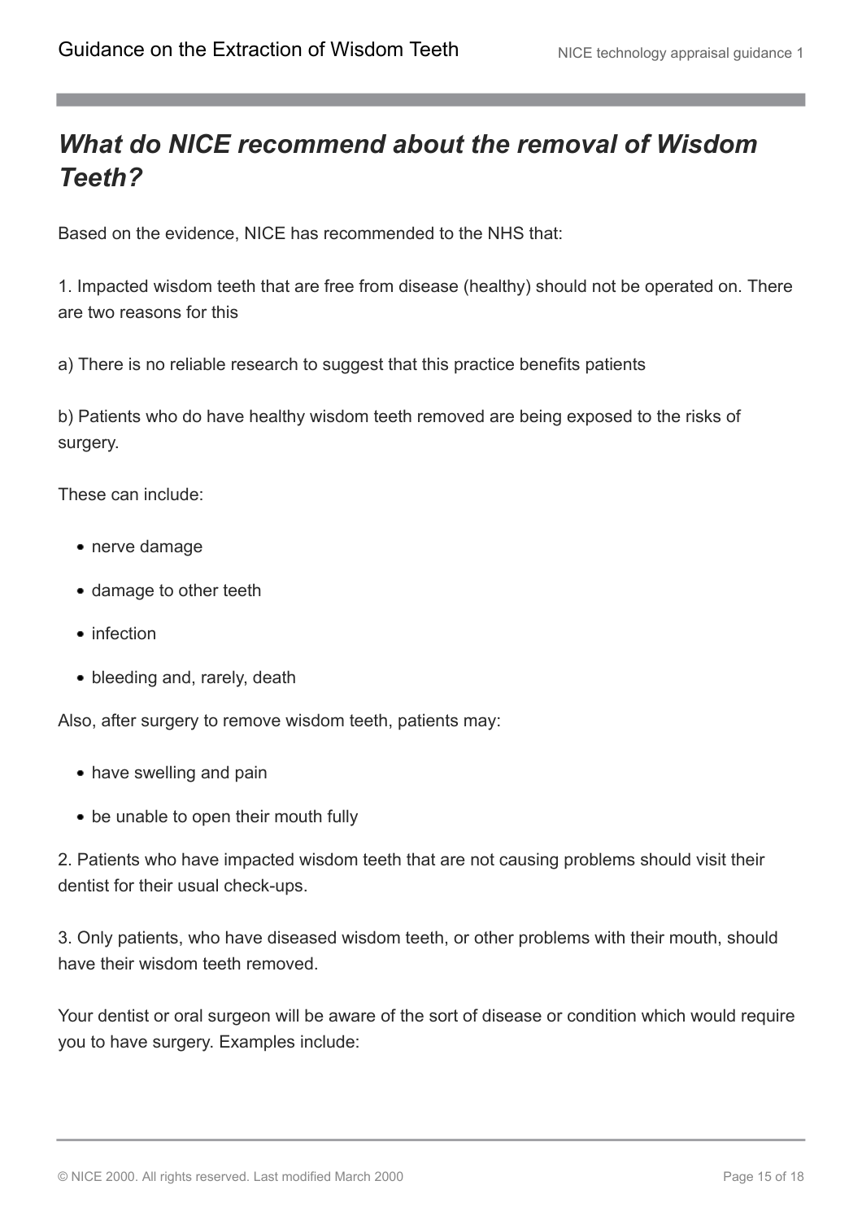## *What do NICE recommend about the removal of Wisdom Teeth?*

Based on the evidence, NICE has recommended to the NHS that:

1. Impacted wisdom teeth that are free from disease (healthy) should not be operated on. There are two reasons for this

a) There is no reliable research to suggest that this practice benefits patients

b) Patients who do have healthy wisdom teeth removed are being exposed to the risks of surgery.

These can include:

- nerve damage
- damage to other teeth
- infection
- bleeding and, rarely, death

Also, after surgery to remove wisdom teeth, patients may:

- have swelling and pain
- be unable to open their mouth fully

2. Patients who have impacted wisdom teeth that are not causing problems should visit their dentist for their usual check-ups.

3. Only patients, who have diseased wisdom teeth, or other problems with their mouth, should have their wisdom teeth removed.

Your dentist or oral surgeon will be aware of the sort of disease or condition which would require you to have surgery. Examples include: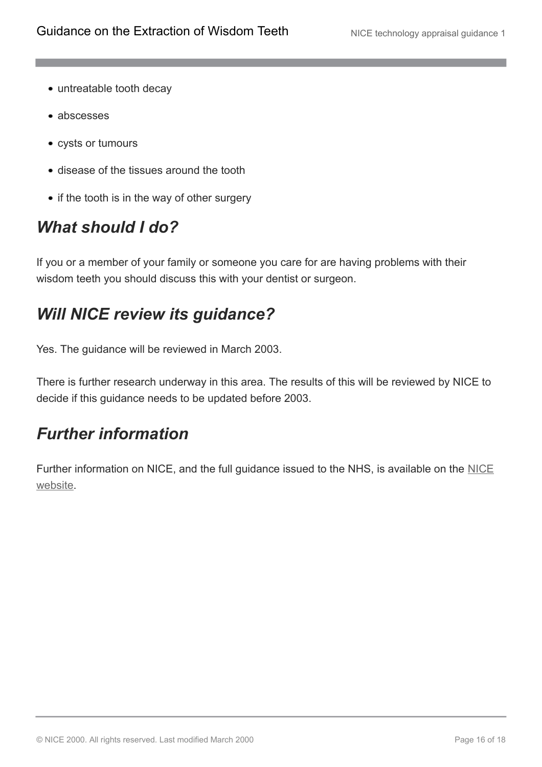- untreatable tooth decay
- abscesses
- cysts or tumours
- disease of the tissues around the tooth
- if the tooth is in the way of other surgery

## *What should I do?*

If you or a member of your family or someone you care for are having problems with their wisdom teeth you should discuss this with your dentist or surgeon.

## *Will NICE review its guidance?*

Yes. The guidance will be reviewed in March 2003.

There is further research underway in this area. The results of this will be reviewed by NICE to decide if this guidance needs to be updated before 2003.

## *Further information*

Further information on NICE, and the full guidance issued to the NHS, is available on the NICE website.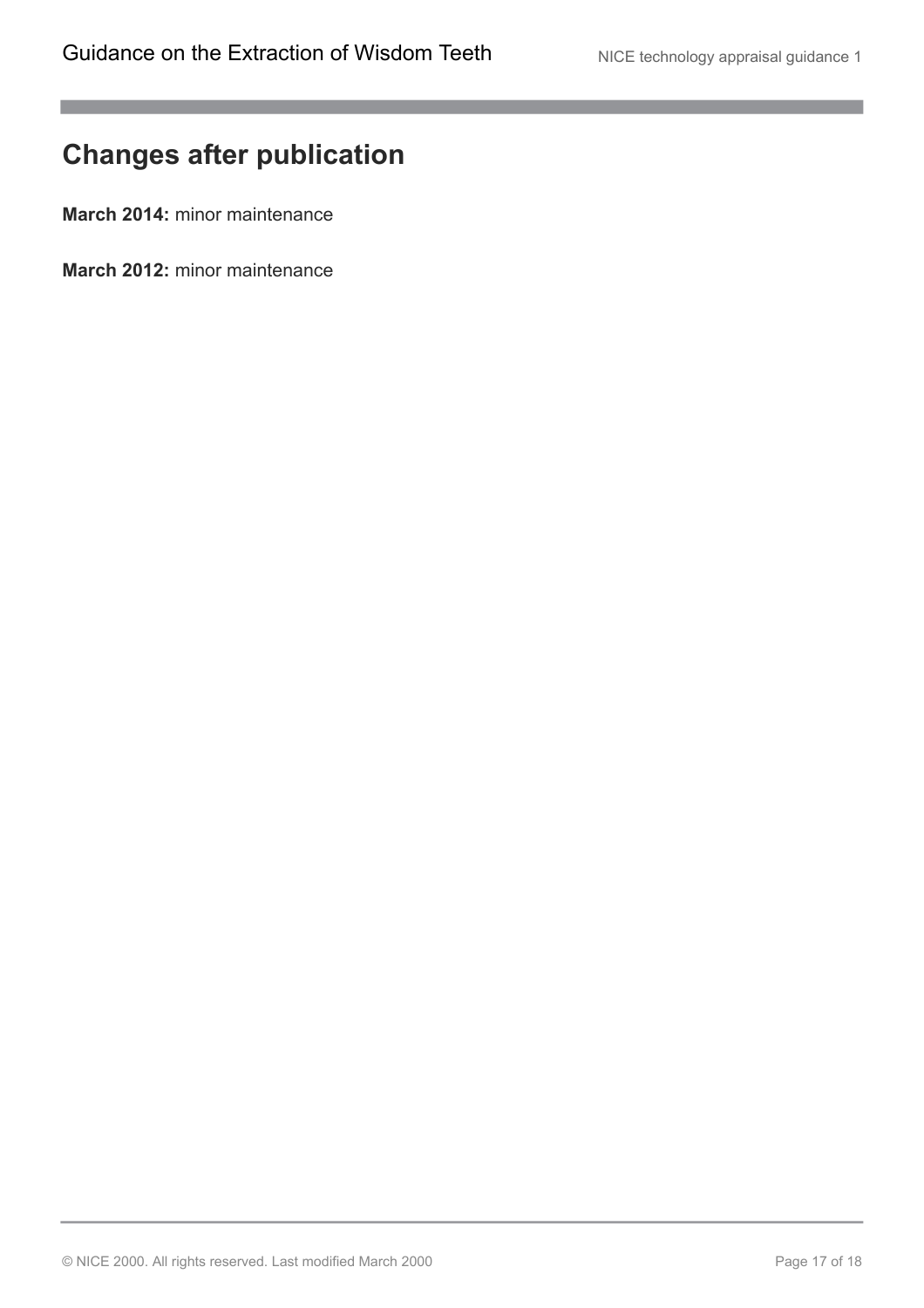# Changes after publication

**March 2014:** minor maintenance

**March 2012:** minor maintenance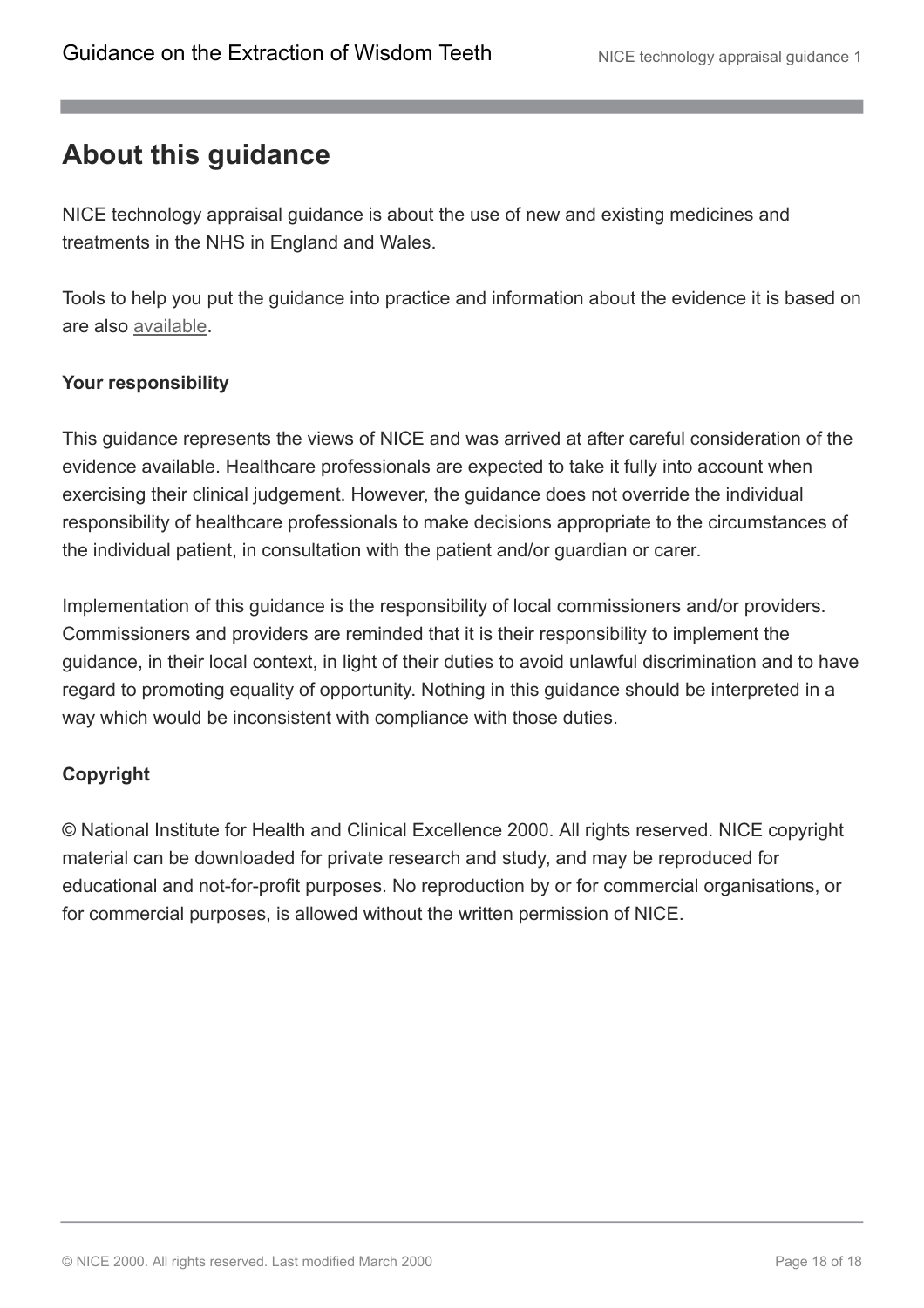## About this guidance

NICE technology appraisal guidance is about the use of new and existing medicines and treatments in the NHS in England and Wales.

Tools to help you put the guidance into practice and information about the evidence it is based on are also available.

**Your responsibility**

This guidance represents the views of NICE and was arrived at after careful consideration of the evidence available. Healthcare professionals are expected to take it fully into account when exercising their clinical judgement. However, the guidance does not override the individual responsibility of healthcare professionals to make decisions appropriate to the circumstances of the individual patient, in consultation with the patient and/or guardian or carer.

Implementation of this guidance is the responsibility of local commissioners and/or providers. Commissioners and providers are reminded that it is their responsibility to implement the guidance, in their local context, in light of their duties to avoid unlawful discrimination and to have regard to promoting equality of opportunity. Nothing in this guidance should be interpreted in a way which would be inconsistent with compliance with those duties.

**Copyright**

© National Institute for Health and Clinical Excellence 2000. All rights reserved. NICE copyright material can be downloaded for private research and study, and may be reproduced for educational and not-for-profit purposes. No reproduction by or for commercial organisations, or for commercial purposes, is allowed without the written permission of NICE.